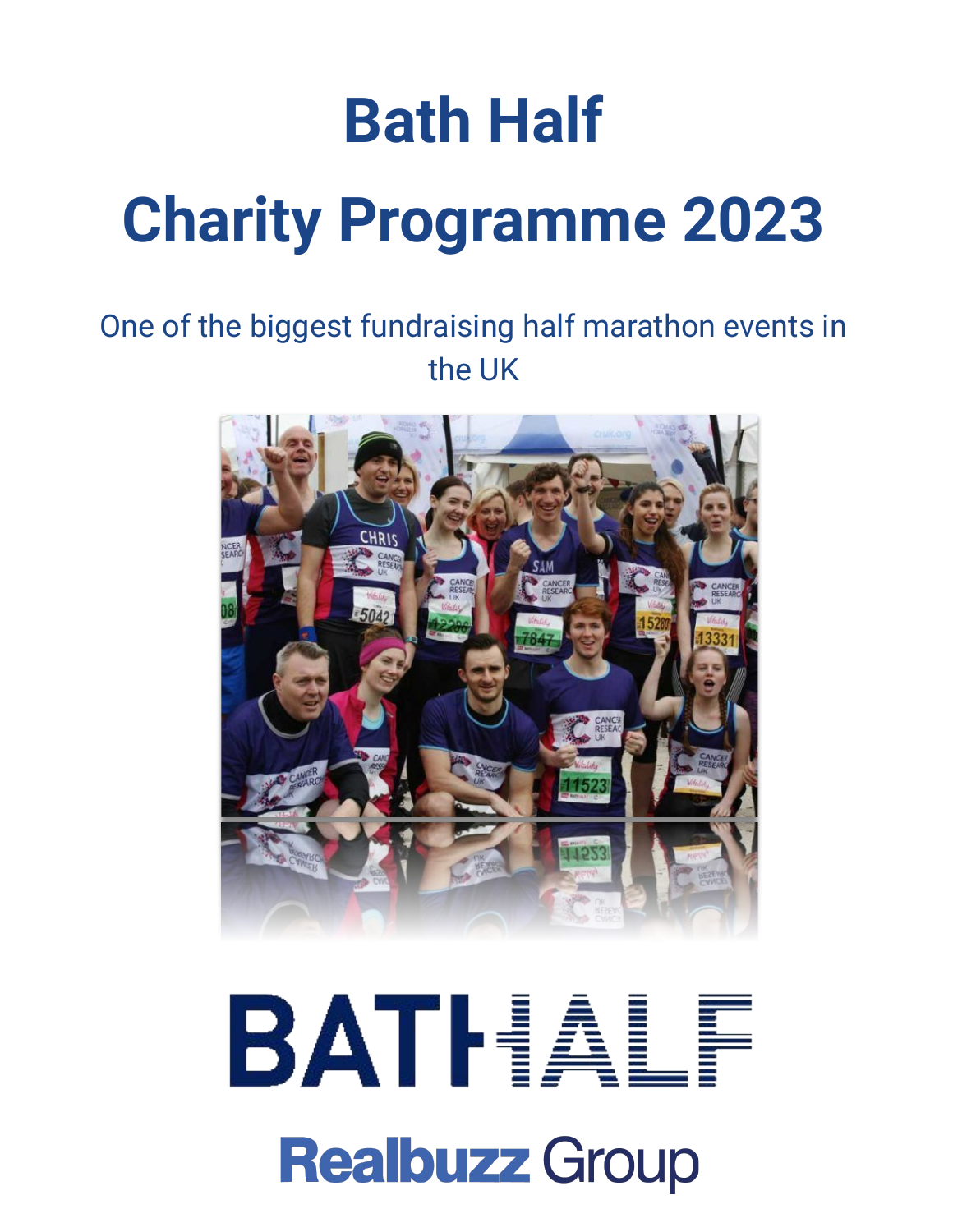# Bath Half

# Charity Programme 2023

One of the biggest fundraising half marathon events in the UK

BATHALF

Realbuzz Group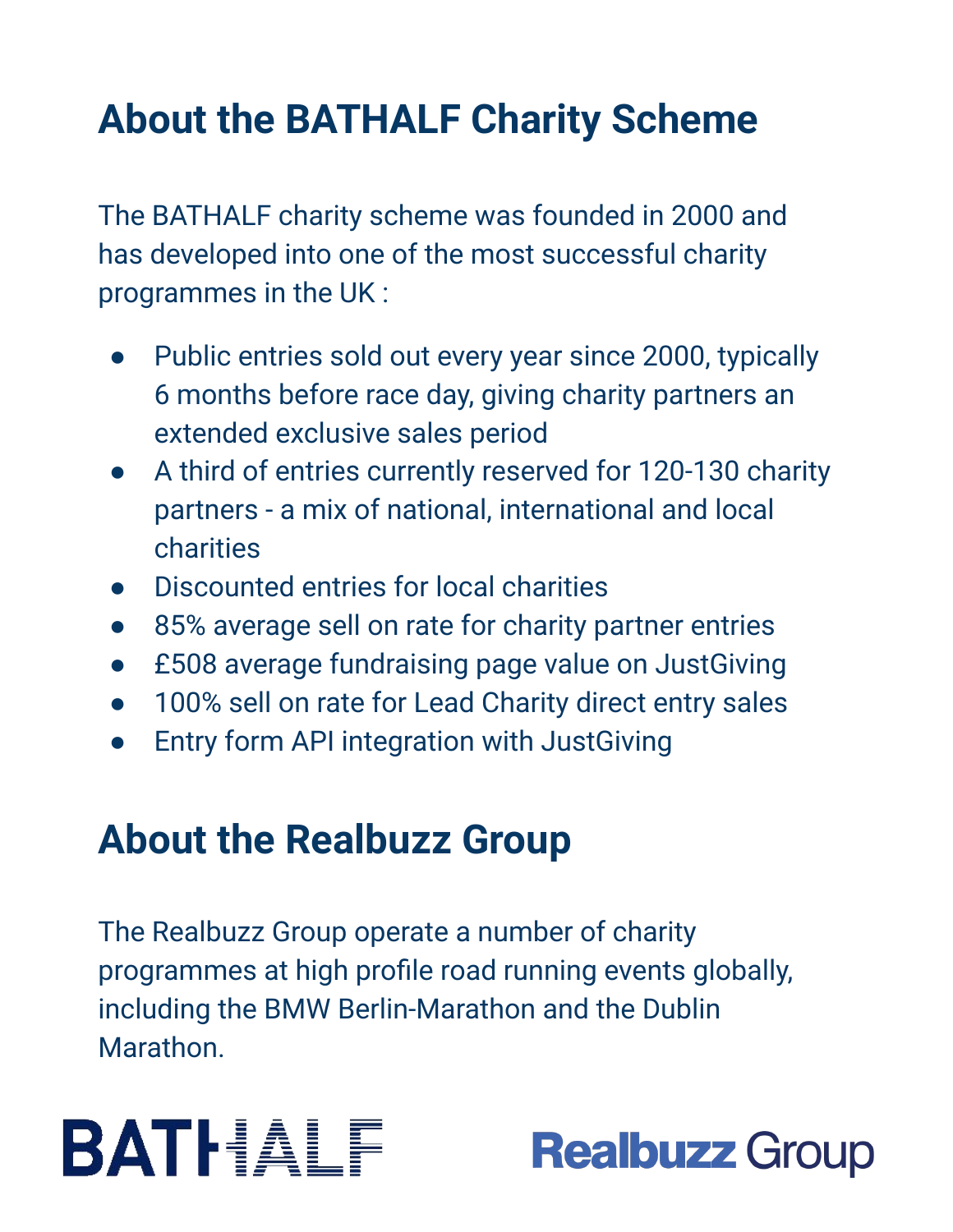## About the BATHALF Charity Scheme

The BATHALF charity scheme was founded in 2000 and has developed into one of the most successful charity programmes in the UK :

- Public entries sold out every year since 2000, typically 6 months before race day, giving charity partners an extended exclusive sales period
- A third of entries currently reserved for 120-130 charity partners - a mix of national, international and local charities
- Discounted entries for local charities
- 85% average sell on rate for charity partner entries
- £508 average fundraising page value on JustGiving
- 100% sell on rate for Lead Charity direct entry sales
- Entry form API integration with JustGiving

## About the Realbuzz Group

The Realbuzz Group operate a number of charity programmes at high profile road running events globally, including the BMW Berlin-Marathon and the Dublin Marathon.

BATHALF

Realbuzz Group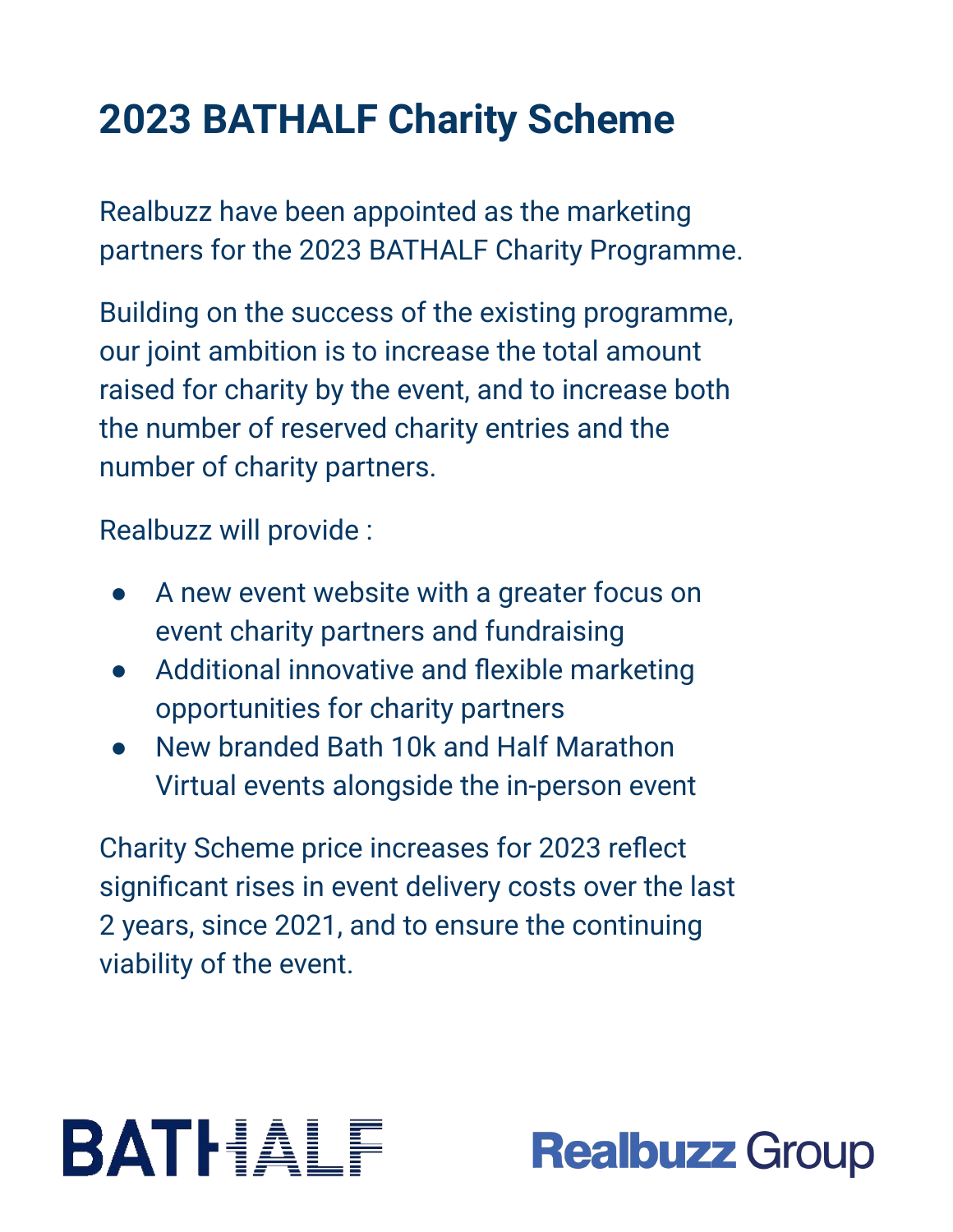# 2023 BATHALF Charity Scheme

Realbuzz have been appointed as the marketing partners for the 2023 BATHALF Charity Programme.

Building on the success of the existing programme, our joint ambition is to increase the total amount raised for charity by the event, and to increase both the number of reserved charity entries and the number of charity partners.

Realbuzz will provide :

- A new event website with a greater focus on event charity partners and fundraising
- Additional innovative and flexible marketing opportunities for charity partners
- New branded Bath 10k and Half Marathon Virtual events alongside the in-person event

Charity Scheme price increases for 2023 reflect significant rises in event delivery costs over the last 2 years, since 2021, and to ensure the continuing viability of the event.

BATHALF

Realbuzz Group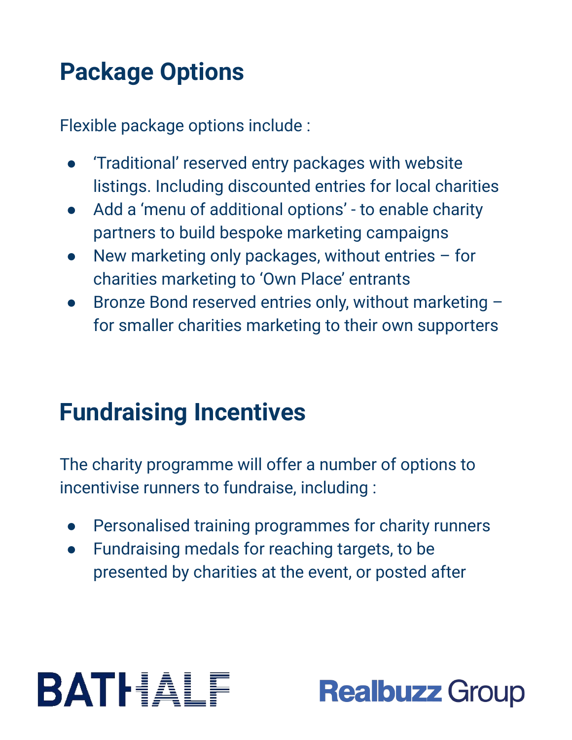## Package Options

Flexible package options include :

- 'Traditional' reserved entry packages with website listings. Including discounted entries for local charities
- Add a 'menu of additional options' - to enable charity partners to build bespoke marketing campaigns
- New marketing only packages, without entries – for charities marketing to 'Own Place' entrants
- Bronze Bond reserved entries only, without marketing – for smaller charities marketing to their own supporters

## Fundraising Incentives

The charity programme will offer a number of options to incentivise runners to fundraise, including :

- Personalised training programmes for charity runners
- Fundraising medals for reaching targets, to be presented by charities at the event, or posted after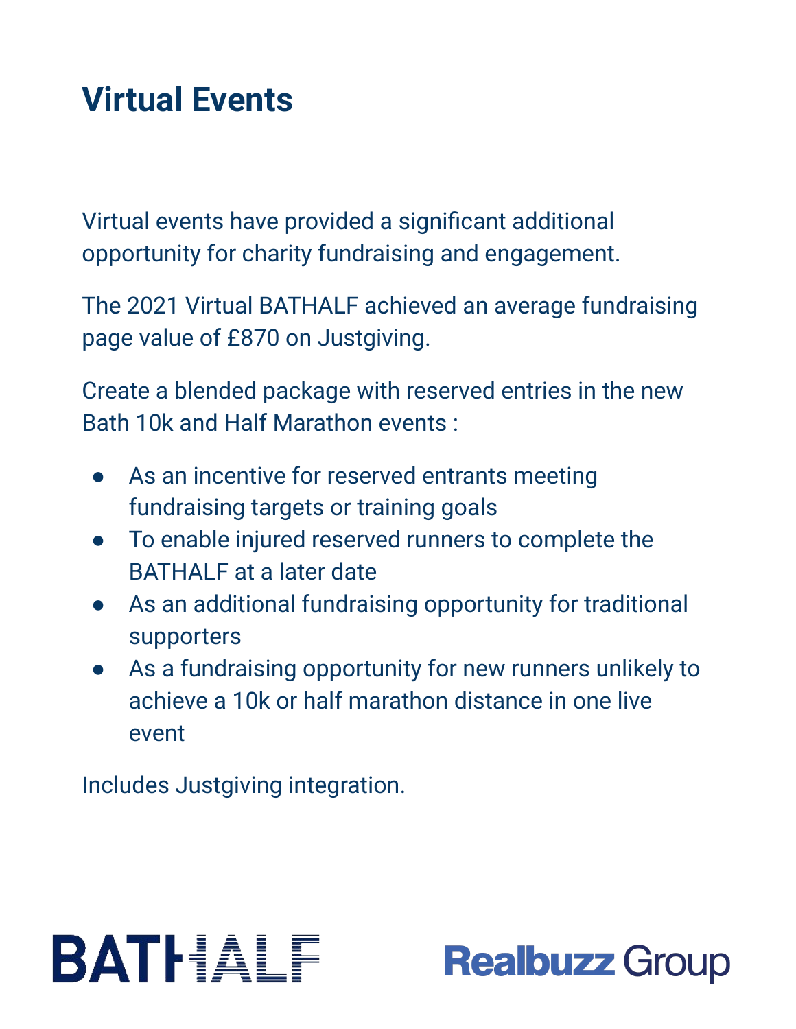# Virtual Events

Virtual events have provided a significant additional opportunity for charity fundraising and engagement.

The 2021 Virtual BATHALF achieved an average fundraising page value of £870 on Justgiving.

Create a blended package with reserved entries in the new Bath 10k and Half Marathon events :

- As an incentive for reserved entrants meeting fundraising targets or training goals
- To enable injured reserved runners to complete the BATHALF at a later date
- As an additional fundraising opportunity for traditional supporters
- As a fundraising opportunity for new runners unlikely to achieve a 10k or half marathon distance in one live event

Includes Justgiving integration.

BATHALF

Realbuzz Group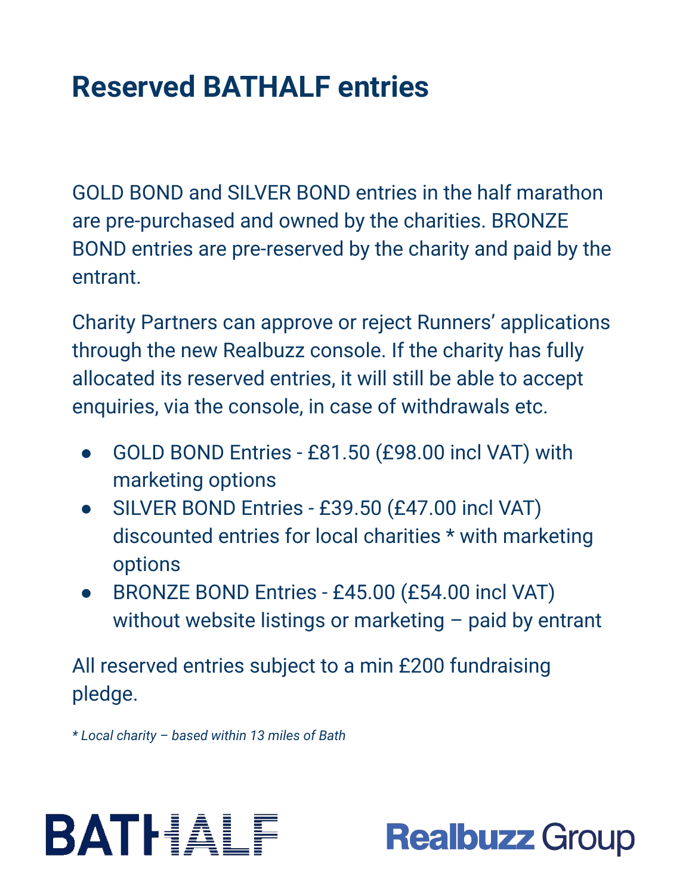# Reserved BATHALF entries

GOLD BOND and SILVER BOND entries in the half marathon are pre-purchased and owned by the charities. BRONZE BOND entries are pre-reserved by the charity and paid by the entrant.

Charity Partners can approve or reject Runners' applications through the new Realbuzz console. If the charity has fully allocated its reserved entries, it will still be able to accept enquiries, via the console, in case of withdrawals etc.

- GOLD BOND Entries - £81.50 (£98.00 incl VAT) with marketing options
- SILVER BOND Entries - £39.50 (£47.00 incl VAT) discounted entries for local charities * with marketing options
- BRONZE BOND Entries - £45.00 (£54.00 incl VAT) without website listings or marketing – paid by entrant

All reserved entries subject to a min £200 fundraising pledge.

*\* Local charity – based within 13 miles of Bath*

BATHALF

Realbuzz Group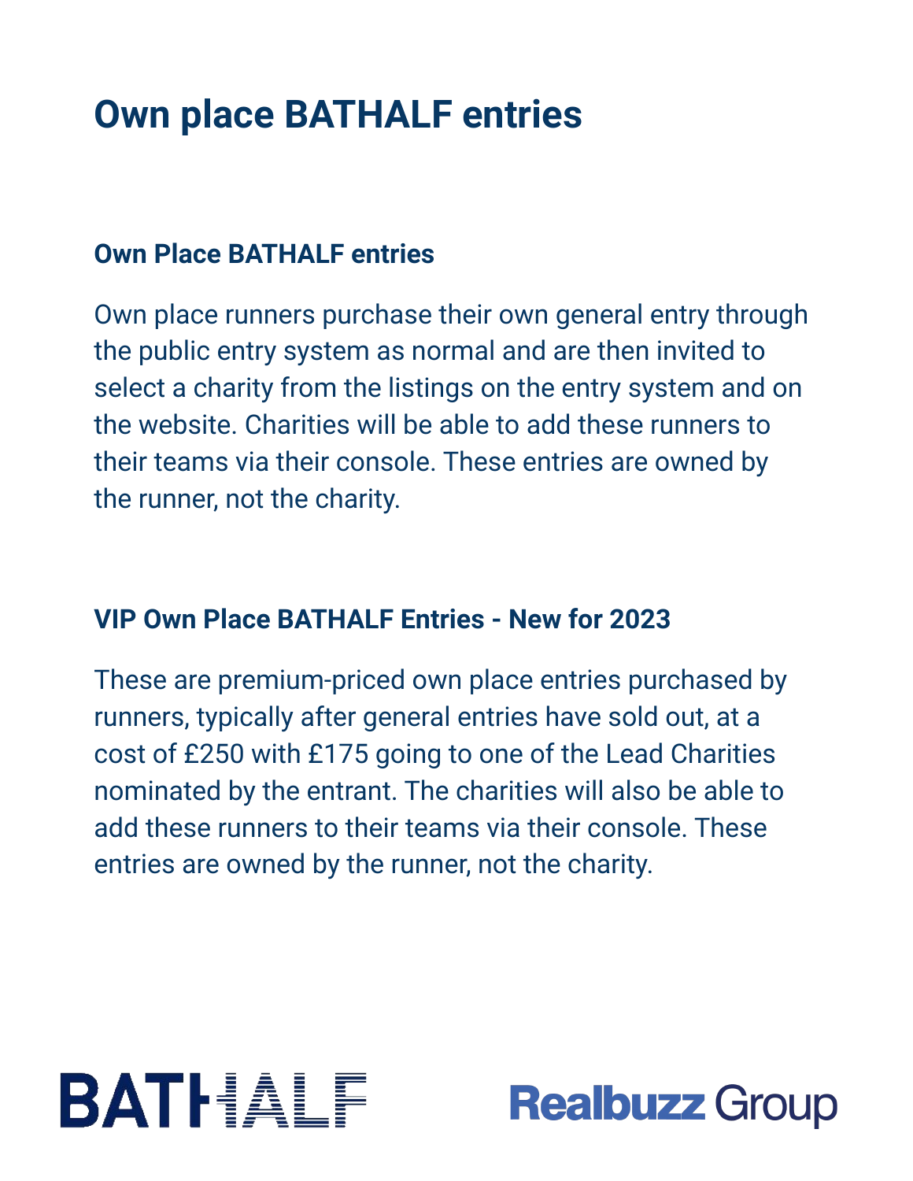# Own place BATHALF entries

## Own Place BATHALF entries

Own place runners purchase their own general entry through the public entry system as normal and are then invited to select a charity from the listings on the entry system and on the website. Charities will be able to add these runners to their teams via their console. These entries are owned by the runner, not the charity.

## VIP Own Place BATHALF Entries - New for 2023

These are premium-priced own place entries purchased by runners, typically after general entries have sold out, at a cost of £250 with £175 going to one of the Lead Charities nominated by the entrant. The charities will also be able to add these runners to their teams via their console. These entries are owned by the runner, not the charity.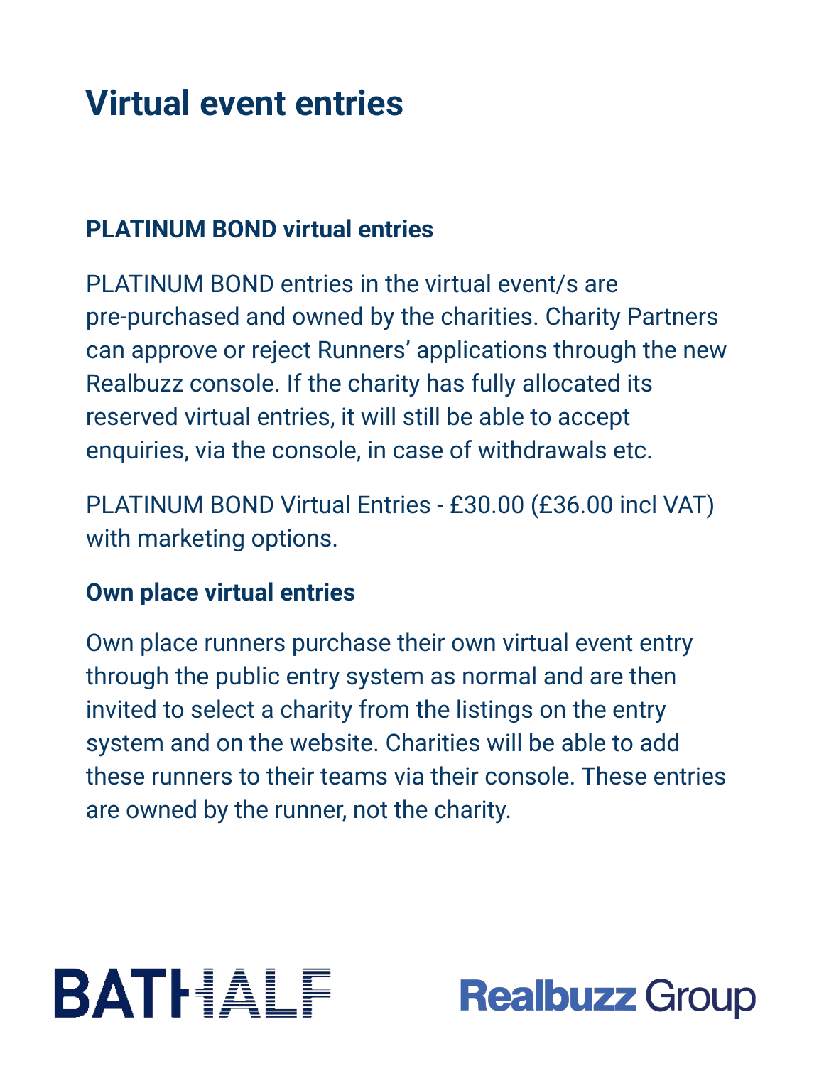# Virtual event entries

### PLATINUM BOND virtual entries

PLATINUM BOND entries in the virtual event/s are pre-purchased and owned by the charities. Charity Partners can approve or reject Runners' applications through the new Realbuzz console. If the charity has fully allocated its reserved virtual entries, it will still be able to accept enquiries, via the console, in case of withdrawals etc.

PLATINUM BOND Virtual Entries - £30.00 (£36.00 incl VAT) with marketing options.

### Own place virtual entries

Own place runners purchase their own virtual event entry through the public entry system as normal and are then invited to select a charity from the listings on the entry system and on the website. Charities will be able to add these runners to their teams via their console. These entries are owned by the runner, not the charity.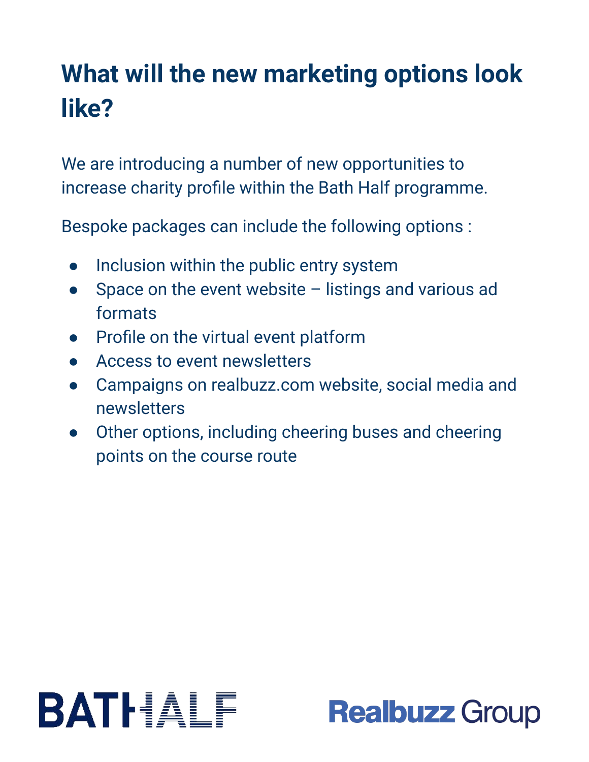# What will the new marketing options look like?

We are introducing a number of new opportunities to increase charity profile within the Bath Half programme.

Bespoke packages can include the following options :

- Inclusion within the public entry system
- Space on the event website – listings and various ad formats
- Profile on the virtual event platform
- Access to event newsletters
- Campaigns on realbuzz.com website, social media and newsletters
- Other options, including cheering buses and cheering points on the course route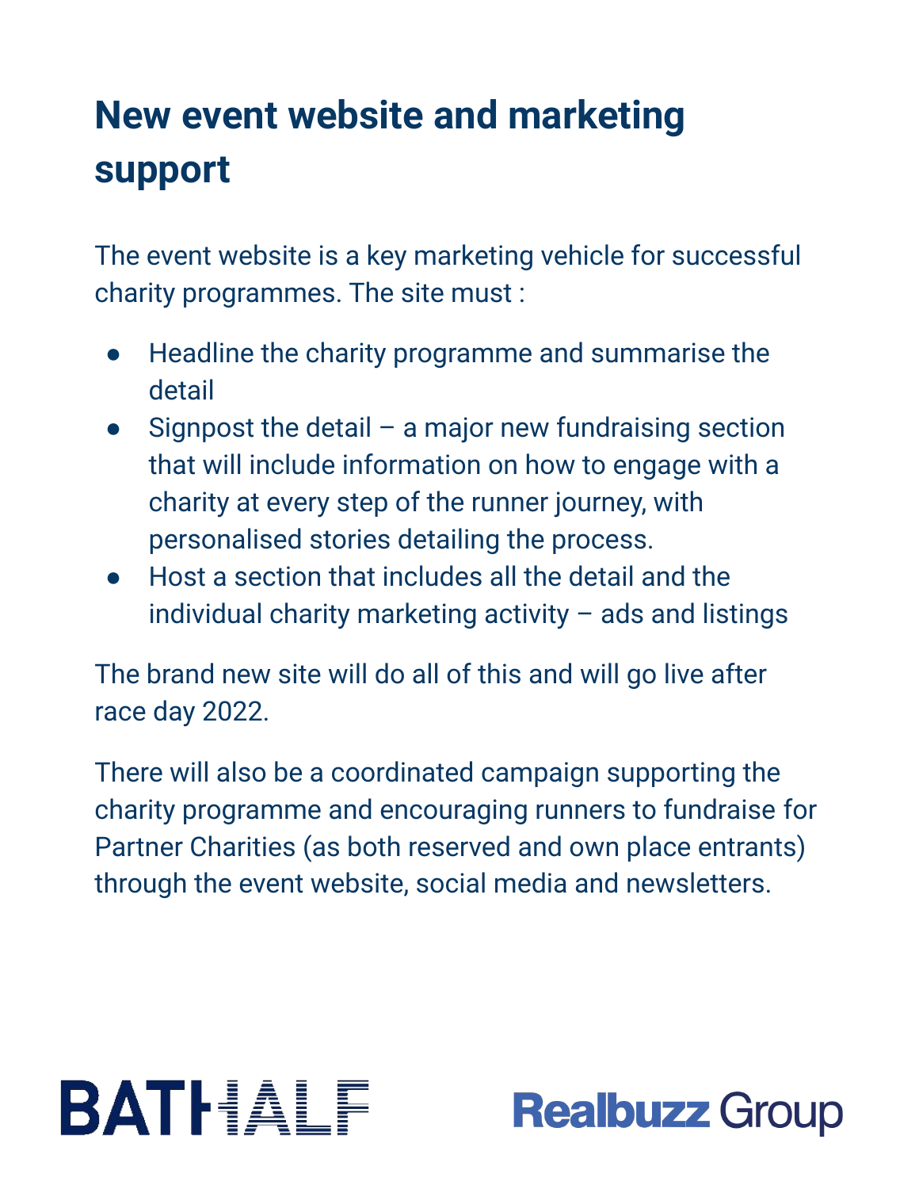# New event website and marketing support

The event website is a key marketing vehicle for successful charity programmes. The site must :

- Headline the charity programme and summarise the detail
- Signpost the detail – a major new fundraising section that will include information on how to engage with a charity at every step of the runner journey, with personalised stories detailing the process.
- Host a section that includes all the detail and the individual charity marketing activity – ads and listings

The brand new site will do all of this and will go live after race day 2022.

There will also be a coordinated campaign supporting the charity programme and encouraging runners to fundraise for Partner Charities (as both reserved and own place entrants) through the event website, social media and newsletters.

BATHALF

Realbuzz Group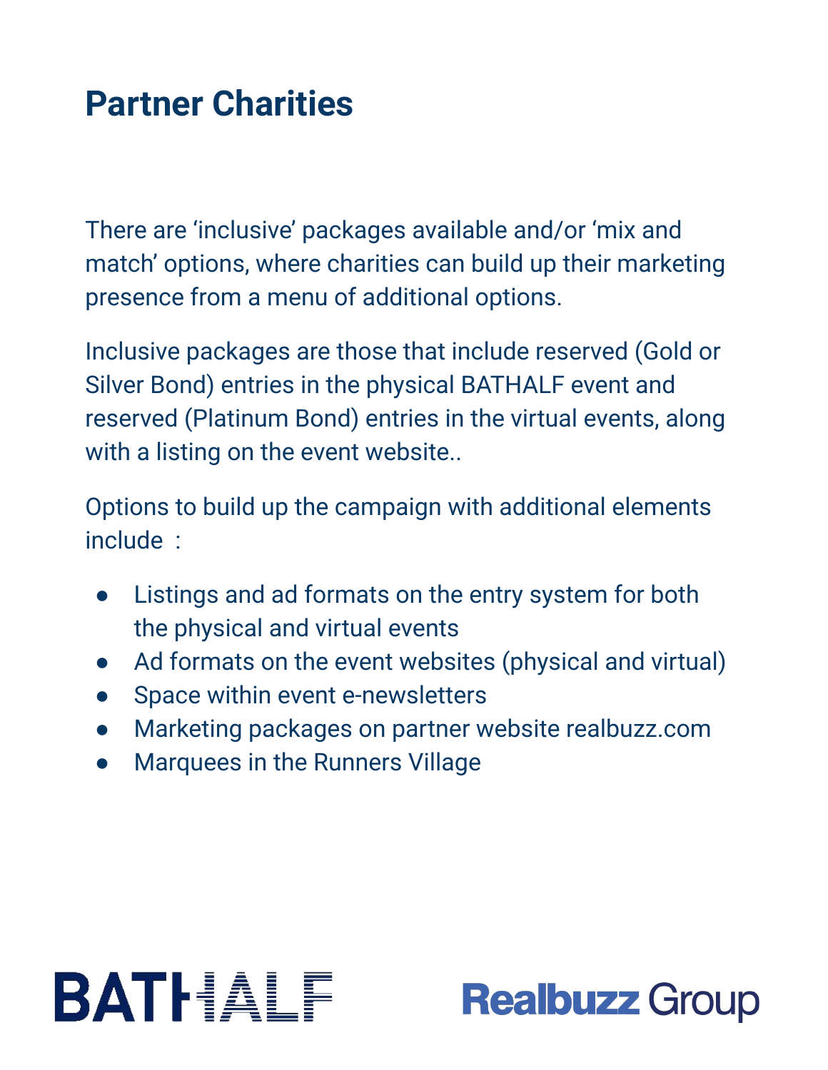# Partner Charities

There are ‘inclusive’ packages available and/or ‘mix and match’ options, where charities can build up their marketing presence from a menu of additional options.

Inclusive packages are those that include reserved (Gold or Silver Bond) entries in the physical BATHALF event and reserved (Platinum Bond) entries in the virtual events, along with a listing on the event website..

Options to build up the campaign with additional elements include :

- Listings and ad formats on the entry system for both the physical and virtual events
- Ad formats on the event websites (physical and virtual)
- Space within event e-newsletters
- Marketing packages on partner website realbuzz.com
- Marquees in the Runners Village

BATHALF Realbuzz Group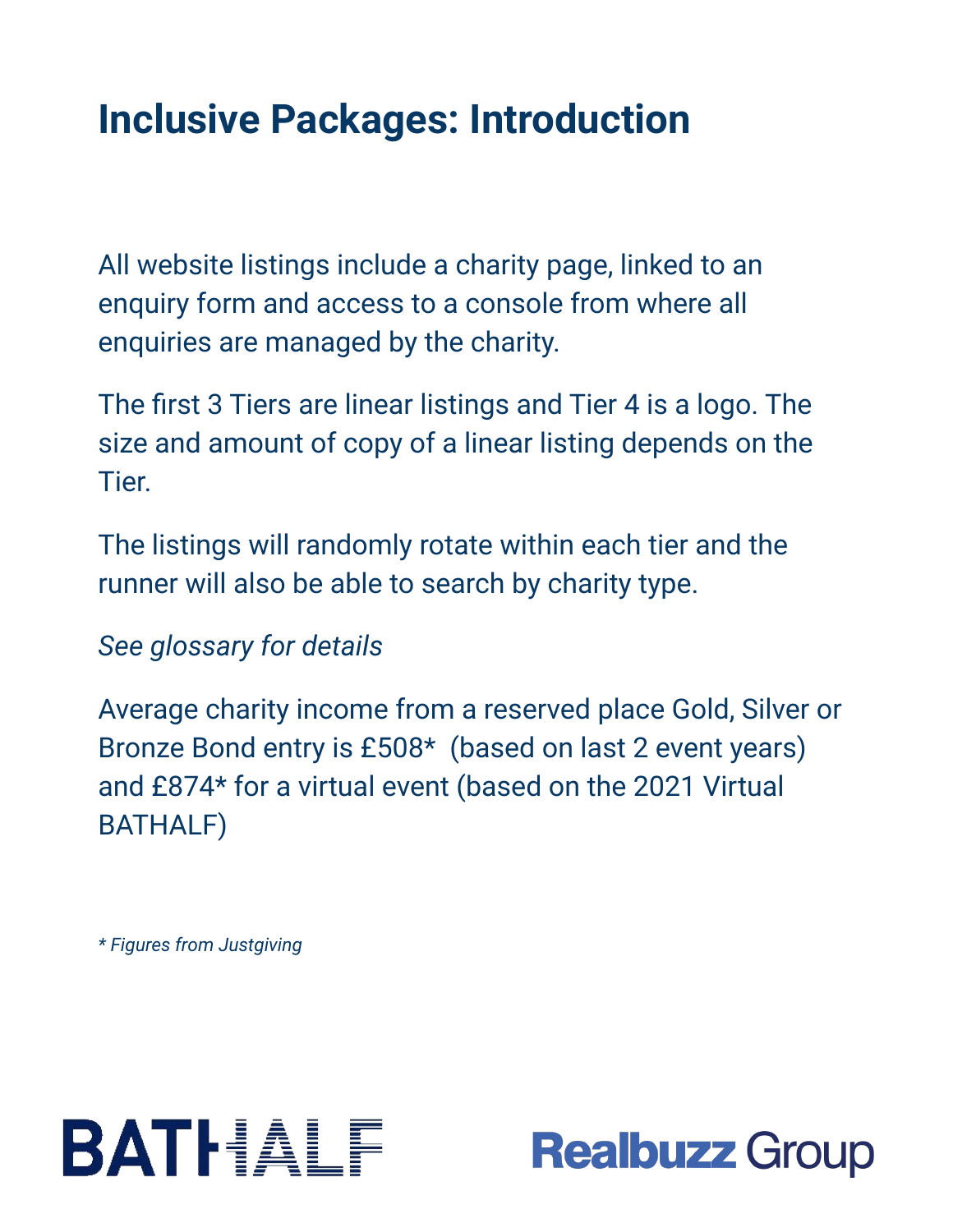# Inclusive Packages: Introduction

All website listings include a charity page, linked to an enquiry form and access to a console from where all enquiries are managed by the charity.

The first 3 Tiers are linear listings and Tier 4 is a logo. The size and amount of copy of a linear listing depends on the Tier.

The listings will randomly rotate within each tier and the runner will also be able to search by charity type.

*See glossary for details*

Average charity income from a reserved place Gold, Silver or Bronze Bond entry is £508* (based on last 2 event years) and £874* for a virtual event (based on the 2021 Virtual BATHALF)

*\* Figures from Justgiving*

BATHALF Realbuzz Group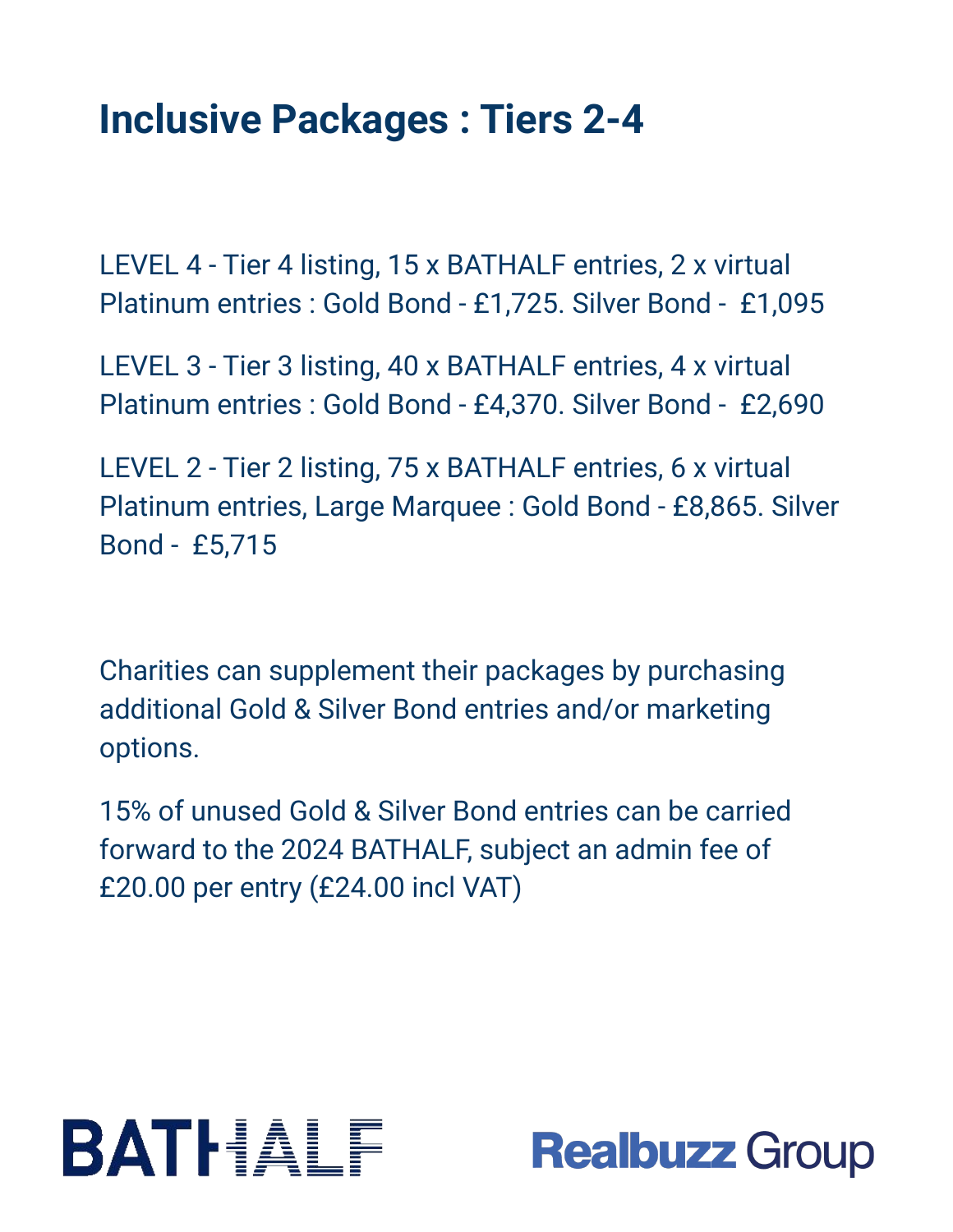# Inclusive Packages : Tiers 2-4

LEVEL 4 - Tier 4 listing, 15 x BATHALF entries, 2 x virtual Platinum entries : Gold Bond - £1,725. Silver Bond - £1,095

LEVEL 3 - Tier 3 listing, 40 x BATHALF entries, 4 x virtual Platinum entries : Gold Bond - £4,370. Silver Bond - £2,690

LEVEL 2 - Tier 2 listing, 75 x BATHALF entries, 6 x virtual Platinum entries, Large Marquee : Gold Bond - £8,865. Silver Bond - £5,715

Charities can supplement their packages by purchasing additional Gold & Silver Bond entries and/or marketing options.

15% of unused Gold & Silver Bond entries can be carried forward to the 2024 BATHALF, subject an admin fee of £20.00 per entry (£24.00 incl VAT)

BATHALF

Realbuzz Group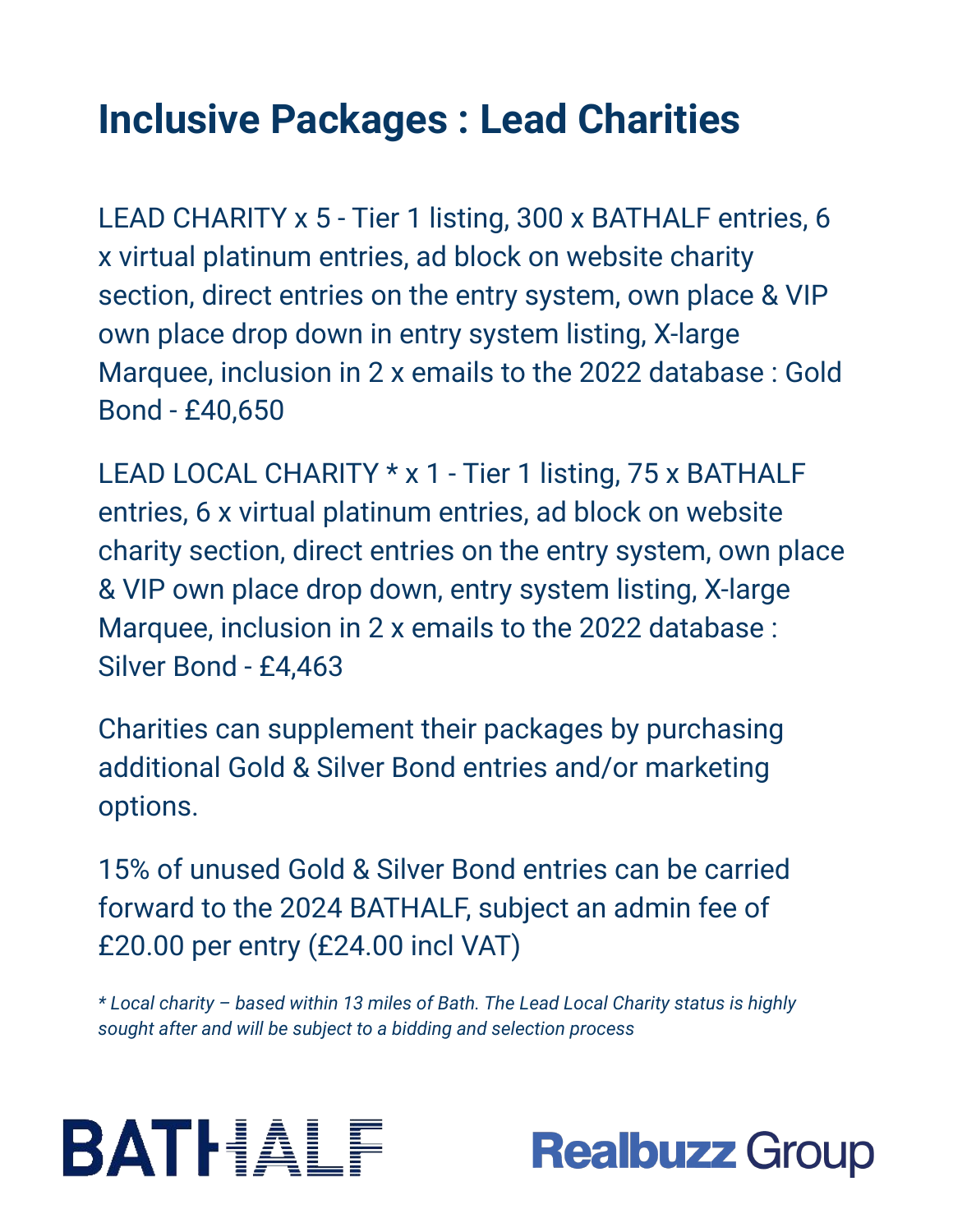# Inclusive Packages : Lead Charities

LEAD CHARITY x 5 - Tier 1 listing, 300 x BATHALF entries, 6 x virtual platinum entries, ad block on website charity section, direct entries on the entry system, own place & VIP own place drop down in entry system listing, X-large Marquee, inclusion in 2 x emails to the 2022 database : Gold Bond - £40,650

LEAD LOCAL CHARITY * x 1 - Tier 1 listing, 75 x BATHALF entries, 6 x virtual platinum entries, ad block on website charity section, direct entries on the entry system, own place & VIP own place drop down, entry system listing, X-large Marquee, inclusion in 2 x emails to the 2022 database : Silver Bond - £4,463

Charities can supplement their packages by purchasing additional Gold & Silver Bond entries and/or marketing options.

15% of unused Gold & Silver Bond entries can be carried forward to the 2024 BATHALF, subject an admin fee of £20.00 per entry (£24.00 incl VAT)

*\* Local charity – based within 13 miles of Bath. The Lead Local Charity status is highly sought after and will be subject to a bidding and selection process*

BATHALF

Realbuzz Group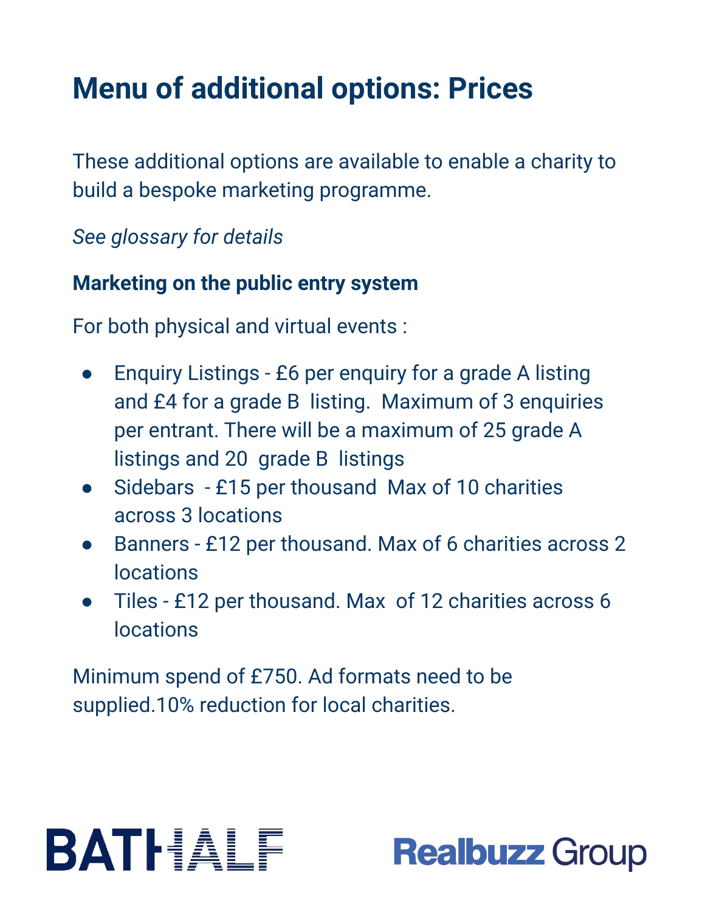# Menu of additional options: Prices

These additional options are available to enable a charity to build a bespoke marketing programme.

*See glossary for details*

**Marketing on the public entry system**

For both physical and virtual events :

- Enquiry Listings - £6 per enquiry for a grade A listing and £4 for a grade B listing. Maximum of 3 enquiries per entrant. There will be a maximum of 25 grade A listings and 20 grade B listings
- Sidebars - £15 per thousand Max of 10 charities across 3 locations
- Banners - £12 per thousand. Max of 6 charities across 2 locations
- Tiles - £12 per thousand. Max of 12 charities across 6 locations

Minimum spend of £750. Ad formats need to be supplied.10% reduction for local charities.

BATHALF Realbuzz Group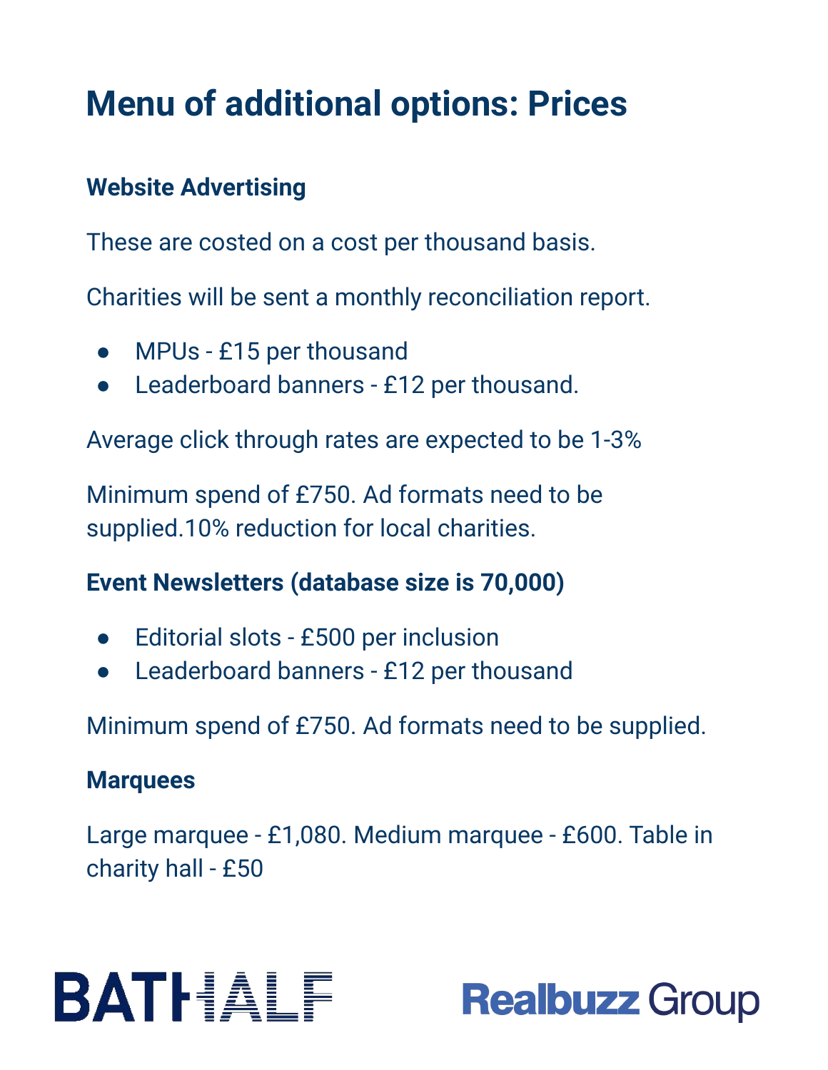# Menu of additional options: Prices

**Website Advertising**

These are costed on a cost per thousand basis.

Charities will be sent a monthly reconciliation report.

- MPUs - £15 per thousand
- Leaderboard banners - £12 per thousand.

Average click through rates are expected to be 1-3%

Minimum spend of £750. Ad formats need to be supplied.10% reduction for local charities.

**Event Newsletters (database size is 70,000)**

- Editorial slots - £500 per inclusion
- Leaderboard banners - £12 per thousand

Minimum spend of £750. Ad formats need to be supplied.

**Marquees**

Large marquee - £1,080. Medium marquee - £600. Table in charity hall - £50

BATHALF

Realbuzz Group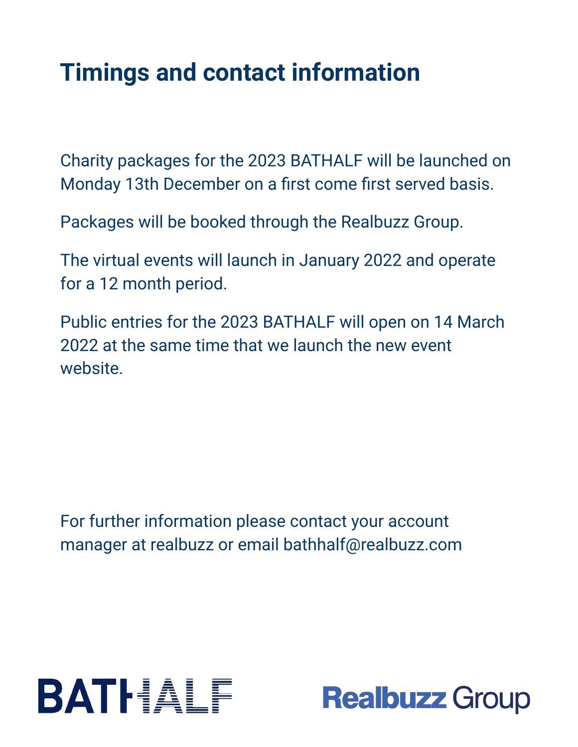# Timings and contact information

Charity packages for the 2023 BATHALF will be launched on Monday 13th December on a first come first served basis.

Packages will be booked through the Realbuzz Group.

The virtual events will launch in January 2022 and operate for a 12 month period.

Public entries for the 2023 BATHALF will open on 14 March 2022 at the same time that we launch the new event website.

For further information please contact your account manager at realbuzz or email bathhalf@realbuzz.com

BATHALF

Realbuzz Group